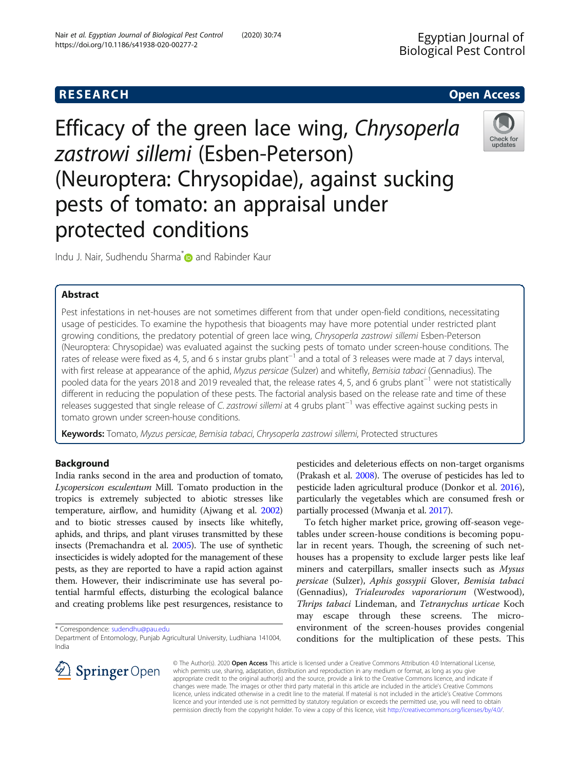# RESEARCH

# Efficacy of the green lace wing, *Chrysoperla zastrowi sillemi* (Esben-Peterson) (Neuroptera: Chrysopidae), against sucking pests of tomato: an appraisal under protected conditions

Indu J. Nair, Sudhendu Sharma* and Rabinder Kaur

## Abstract

Pest infestations in net-houses are not sometimes different from that under open-field conditions, necessitating usage of pesticides. To examine the hypothesis that bioagents may have more potential under restricted plant growing conditions, the predatory potential of green lace wing, *Chrysoperla zastrowi sillemi* Esben-Peterson (Neuroptera: Chrysopidae) was evaluated against the sucking pests of tomato under screen-house conditions. The rates of release were fixed as 4, 5, and 6 s instar grubs plant$^{-1}$ and a total of 3 releases were made at 7 days interval, with first release at appearance of the aphid, *Myzus persicae* (Sulzer) and whitefly, *Bemisia tabaci* (Gennadius). The pooled data for the years 2018 and 2019 revealed that, the release rates 4, 5, and 6 grubs plant$^{-1}$ were not statistically different in reducing the population of these pests. The factorial analysis based on the release rate and time of these releases suggested that single release of *C. zastrowi sillemi* at 4 grubs plant$^{-1}$ was effective against sucking pests in tomato grown under screen-house conditions.

**Keywords:** Tomato, *Myzus persicae*, *Bemisia tabaci*, *Chrysoperla zastrowi sillemi*, Protected structures

## Background

India ranks second in the area and production of tomato, *Lycopersicon esculentum* Mill. Tomato production in the tropics is extremely subjected to abiotic stresses like temperature, airflow, and humidity (Ajwang et al. 2002) and to biotic stresses caused by insects like whitefly, aphids, and thrips, and plant viruses transmitted by these insects (Premachandra et al. 2005). The use of synthetic insecticides is widely adopted for the management of these pests, as they are reported to have a rapid action against them. However, their indiscriminate use has several potential harmful effects, disturbing the ecological balance and creating problems like pest resurgences, resistance to pesticides and deleterious effects on non-target organisms (Prakash et al. 2008). The overuse of pesticides has led to pesticide laden agricultural produce (Donkor et al. 2016), particularly the vegetables which are consumed fresh or partially processed (Mwanja et al. 2017).

To fetch higher market price, growing off-season vegetables under screen-house conditions is becoming popular in recent years. Though, the screening of such net-houses has a propensity to exclude larger pests like leaf miners and caterpillars, smaller insects such as *Mysus persicae* (Sulzer), *Aphis gossypii* Glover, *Bemisia tabaci* (Gennadius), *Trialeurodes vaporariorum* (Westwood), *Thrips tabaci* Lindeman, and *Tetranychus urticae* Koch may escape through these screens. The micro-environment of the screen-houses provides congenial conditions for the multiplication of these pests. This

\* Correspondence: sudendhu@pau.edu
Department of Entomology, Punjab Agricultural University, Ludhiana 141004, India

© The Author(s). 2020 **Open Access** This article is licensed under a Creative Commons Attribution 4.0 International License, which permits use, sharing, adaptation, distribution and reproduction in any medium or format, as long as you give appropriate credit to the original author(s) and the source, provide a link to the Creative Commons licence, and indicate if changes were made. The images or other third party material in this article are included in the article's Creative Commons licence, unless indicated otherwise in a credit line to the material. If material is not included in the article's Creative Commons licence and your intended use is not permitted by statutory regulation or exceeds the permitted use, you will need to obtain permission directly from the copyright holder. To view a copy of this licence, visit http://creativecommons.org/licenses/by/4.0/.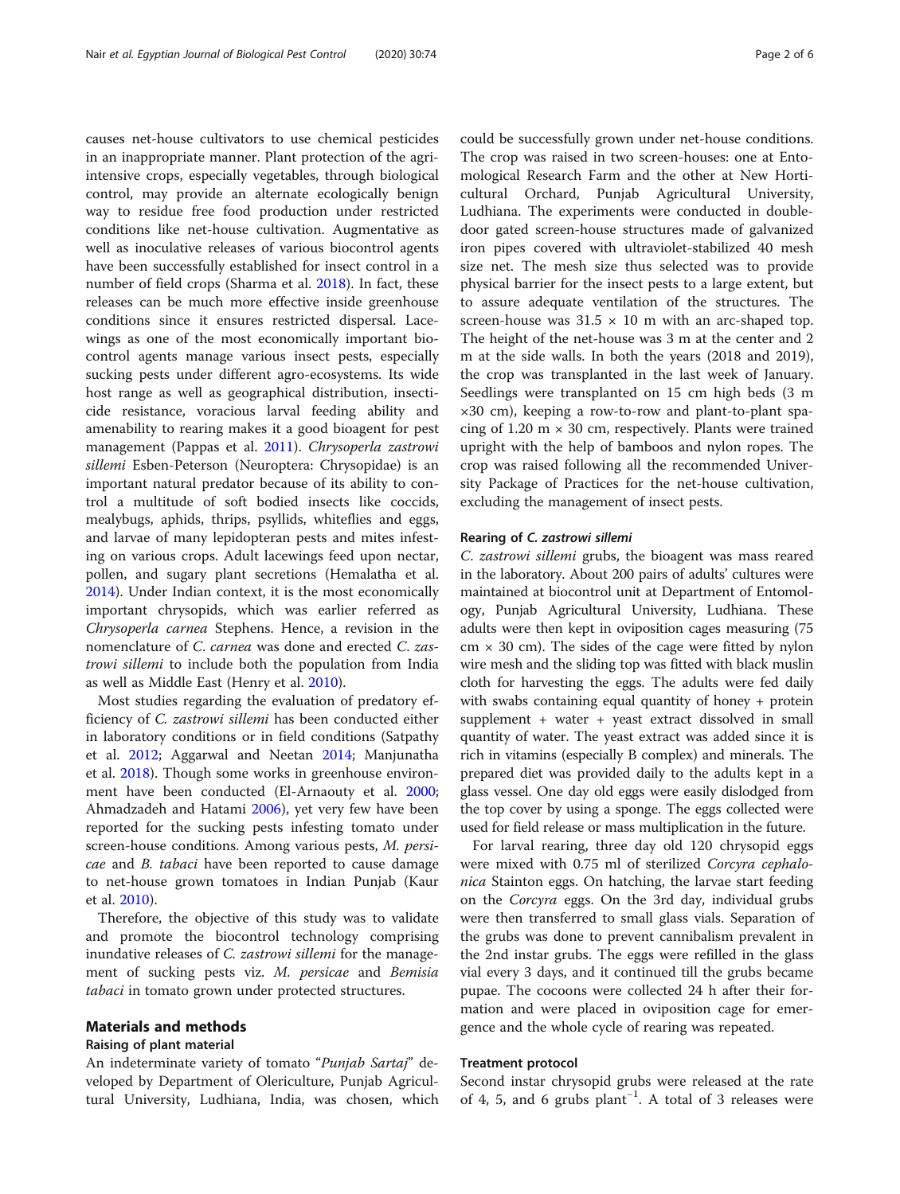causes net-house cultivators to use chemical pesticides in an inappropriate manner. Plant protection of the agri-intensive crops, especially vegetables, through biological control, may provide an alternate ecologically benign way to residue free food production under restricted conditions like net-house cultivation. Augmentative as well as inoculative releases of various biocontrol agents have been successfully established for insect control in a number of field crops (Sharma et al. 2018). In fact, these releases can be much more effective inside greenhouse conditions since it ensures restricted dispersal. Lacewings as one of the most economically important biocontrol agents manage various insect pests, especially sucking pests under different agro-ecosystems. Its wide host range as well as geographical distribution, insecticide resistance, voracious larval feeding ability and amenability to rearing makes it a good bioagent for pest management (Pappas et al. 2011). *Chrysoperla zastrowi sillemi* Esben-Peterson (Neuroptera: Chrysopidae) is an important natural predator because of its ability to control a multitude of soft bodied insects like coccids, mealybugs, aphids, thrips, psyllids, whiteflies and eggs, and larvae of many lepidopteran pests and mites infesting on various crops. Adult lacewings feed upon nectar, pollen, and sugary plant secretions (Hemalatha et al. 2014). Under Indian context, it is the most economically important chrysopids, which was earlier referred as *Chrysoperla carnea* Stephens. Hence, a revision in the nomenclature of *C. carnea* was done and erected *C. zastrowi sillemi* to include both the population from India as well as Middle East (Henry et al. 2010).

Most studies regarding the evaluation of predatory efficiency of *C. zastrowi sillemi* has been conducted either in laboratory conditions or in field conditions (Satpathy et al. 2012; Aggarwal and Neetan 2014; Manjunatha et al. 2018). Though some works in greenhouse environment have been conducted (El-Arnaouty et al. 2000; Ahmadzadeh and Hatami 2006), yet very few have been reported for the sucking pests infesting tomato under screen-house conditions. Among various pests, *M. persicae* and *B. tabaci* have been reported to cause damage to net-house grown tomatoes in Indian Punjab (Kaur et al. 2010).

Therefore, the objective of this study was to validate and promote the biocontrol technology comprising inundative releases of *C. zastrowi sillemi* for the management of sucking pests viz. *M. persicae* and *Bemisia tabaci* in tomato grown under protected structures.

## Materials and methods

### Raising of plant material

An indeterminate variety of tomato "*Punjab Sartaj*" developed by Department of Olericulture, Punjab Agricultural University, Ludhiana, India, was chosen, which could be successfully grown under net-house conditions. The crop was raised in two screen-houses: one at Entomological Research Farm and the other at New Horticultural Orchard, Punjab Agricultural University, Ludhiana. The experiments were conducted in double-door gated screen-house structures made of galvanized iron pipes covered with ultraviolet-stabilized 40 mesh size net. The mesh size thus selected was to provide physical barrier for the insect pests to a large extent, but to assure adequate ventilation of the structures. The screen-house was 31.5 × 10 m with an arc-shaped top. The height of the net-house was 3 m at the center and 2 m at the side walls. In both the years (2018 and 2019), the crop was transplanted in the last week of January. Seedlings were transplanted on 15 cm high beds (3 m ×30 cm), keeping a row-to-row and plant-to-plant spacing of 1.20 m × 30 cm, respectively. Plants were trained upright with the help of bamboos and nylon ropes. The crop was raised following all the recommended University Package of Practices for the net-house cultivation, excluding the management of insect pests.

### Rearing of *C. zastrowi sillemi*

*C. zastrowi sillemi* grubs, the bioagent was mass reared in the laboratory. About 200 pairs of adults' cultures were maintained at biocontrol unit at Department of Entomology, Punjab Agricultural University, Ludhiana. These adults were then kept in oviposition cages measuring (75 cm × 30 cm). The sides of the cage were fitted by nylon wire mesh and the sliding top was fitted with black muslin cloth for harvesting the eggs. The adults were fed daily with swabs containing equal quantity of honey + protein supplement + water + yeast extract dissolved in small quantity of water. The yeast extract was added since it is rich in vitamins (especially B complex) and minerals. The prepared diet was provided daily to the adults kept in a glass vessel. One day old eggs were easily dislodged from the top cover by using a sponge. The eggs collected were used for field release or mass multiplication in the future.

For larval rearing, three day old 120 chrysopid eggs were mixed with 0.75 ml of sterilized *Corcyra cephalonica* Stainton eggs. On hatching, the larvae start feeding on the *Corcyra* eggs. On the 3rd day, individual grubs were then transferred to small glass vials. Separation of the grubs was done to prevent cannibalism prevalent in the 2nd instar grubs. The eggs were refilled in the glass vial every 3 days, and it continued till the grubs became pupae. The cocoons were collected 24 h after their formation and were placed in oviposition cage for emergence and the whole cycle of rearing was repeated.

### Treatment protocol

Second instar chrysopid grubs were released at the rate of 4, 5, and 6 grubs plant$^{-1}$. A total of 3 releases were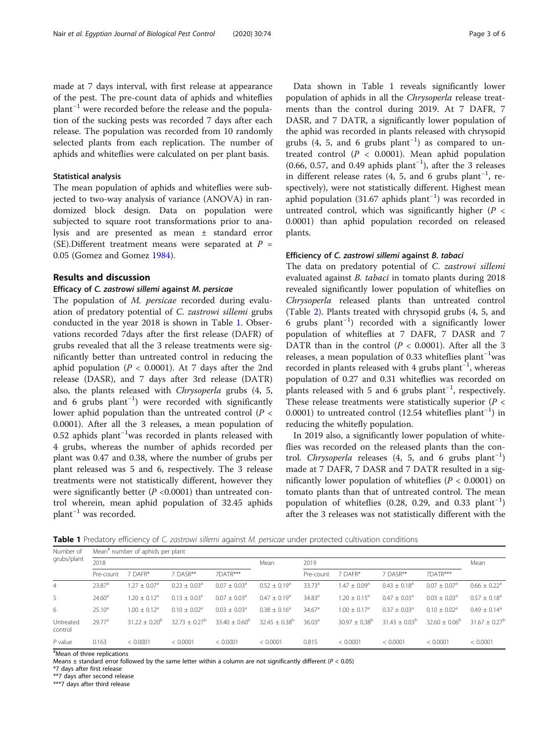made at 7 days interval, with first release at appearance of the pest. The pre-count data of aphids and whiteflies plant$^{-1}$ were recorded before the release and the population of the sucking pests was recorded 7 days after each release. The population was recorded from 10 randomly selected plants from each replication. The number of aphids and whiteflies were calculated on per plant basis.

### Statistical analysis

The mean population of aphids and whiteflies were subjected to two-way analysis of variance (ANOVA) in randomized block design. Data on population were subjected to square root transformations prior to analysis and are presented as mean ± standard error (SE).Different treatment means were separated at $P$ = 0.05 (Gomez and Gomez 1984).

## Results and discussion

### Efficacy of *C. zastrowi sillemi* against *M. persicae*

The population of *M. persicae* recorded during evaluation of predatory potential of *C. zastrowi sillemi* grubs conducted in the year 2018 is shown in Table 1. Observations recorded 7days after the first release (DAFR) of grubs revealed that all the 3 release treatments were significantly better than untreated control in reducing the aphid population ($P$ < 0.0001). At 7 days after the 2nd release (DASR), and 7 days after 3rd release (DATR) also, the plants released with *Chrysoperla* grubs (4, 5, and 6 grubs plant$^{-1}$) were recorded with significantly lower aphid population than the untreated control ($P$ < 0.0001). After all the 3 releases, a mean population of 0.52 aphids plant$^{-1}$was recorded in plants released with 4 grubs, whereas the number of aphids recorded per plant was 0.47 and 0.38, where the number of grubs per plant released was 5 and 6, respectively. The 3 release treatments were not statistically different, however they were significantly better ($P$ <0.0001) than untreated control wherein, mean aphid population of 32.45 aphids plant$^{-1}$ was recorded.

Data shown in Table 1 reveals significantly lower population of aphids in all the *Chrysoperla* release treatments than the control during 2019. At 7 DAFR, 7 DASR, and 7 DATR, a significantly lower population of the aphid was recorded in plants released with chrysopid grubs (4, 5, and 6 grubs plant$^{-1}$) as compared to untreated control ($P$ < 0.0001). Mean aphid population (0.66, 0.57, and 0.49 aphids plant$^{-1}$), after the 3 releases in different release rates (4, 5, and 6 grubs plant$^{-1}$, respectively), were not statistically different. Highest mean aphid population (31.67 aphids plant$^{-1}$) was recorded in untreated control, which was significantly higher ($P$ < 0.0001) than aphid population recorded on released plants.

### Efficiency of *C. zastrowi sillemi* against *B. tabaci*

The data on predatory potential of *C. zastrowi sillemi* evaluated against *B. tabaci* in tomato plants during 2018 revealed significantly lower population of whiteflies on *Chrysoperla* released plants than untreated control (Table 2). Plants treated with chrysopid grubs (4, 5, and 6 grubs plant$^{-1}$) recorded with a significantly lower population of whiteflies at 7 DAFR, 7 DASR and 7 DATR than in the control ($P$ < 0.0001). After all the 3 releases, a mean population of 0.33 whiteflies plant$^{-1}$was recorded in plants released with 4 grubs plant$^{-1}$, whereas population of 0.27 and 0.31 whiteflies was recorded on plants released with 5 and 6 grubs plant$^{-1}$, respectively. These release treatments were statistically superior ($P$ < 0.0001) to untreated control (12.54 whiteflies plant$^{-1}$) in reducing the whitefly population.

In 2019 also, a significantly lower population of whiteflies was recorded on the released plants than the control. *Chrysoperla* releases (4, 5, and 6 grubs plant$^{-1}$) made at 7 DAFR, 7 DASR and 7 DATR resulted in a significantly lower population of whiteflies ($P$ < 0.0001) on tomato plants than that of untreated control. The mean population of whiteflies (0.28, 0.29, and 0.33 plant$^{-1}$) after the 3 releases was not statistically different with the

**Table 1** Predatory efficiency of *C. zastrowi sillemi* against *M. persicae* under protected cultivation conditions

| Number of grubs/plant | Mean[#] number of aphids per plant | | | | | | | | | |
|---|---|---|---|---|---|---|---|---|---|---|
| | 2018 | | | | Mean | 2019 | | | | Mean |
| | Pre-count | 7 DAFR* | 7 DASR** | 7DATR*** | | Pre-count | 7 DAFR* | 7 DASR** | 7DATR*** | |
| 4 | 23.87[a] | 1.27 ± 0.07[a] | 0.23 ± 0.03[a] | 0.07 ± 0.03[a] | 0.52 ± 0.19[a] | 33.73[a] | 1.47 ± 0.09[a] | 0.43 ± 0.18[a] | 0.07 ± 0.07[a] | 0.66 ± 0.22[a] |
| 5 | 24.60[a] | 1.20 ± 0.12[a] | 0.13 ± 0.03[a] | 0.07 ± 0.03[a] | 0.47 ± 0.19[a] | 34.83[a] | 1.20 ± 0.15[a] | 0.47 ± 0.03[a] | 0.03 ± 0.03[a] | 0.57 ± 0.18[a] |
| 6 | 25.10[a] | 1.00 ± 0.12[a] | 0.10 ± 0.02[a] | 0.03 ± 0.03[a] | 0.38 ± 0.16[a] | 34.67[a] | 1.00 ± 0.17[a] | 0.37 ± 0.03[a] | 0.10 ± 0.02[a] | 0.49 ± 0.14[a] |
| Untreated control | 29.77[a] | 31.22 ± 0.20[b] | 32.73 ± 0.27[b] | 33.40 ± 0.60[b] | 32.45 ± 0.38[b] | 36.03[a] | 30.97 ± 0.38[b] | 31.43 ± 0.03[b] | 32.60 ± 0.06[b] | 31.67 ± 0.27[b] |
| $P$ value | 0.163 | < 0.0001 | < 0.0001 | < 0.0001 | < 0.0001 | 0.815 | < 0.0001 | < 0.0001 | < 0.0001 | < 0.0001 |

[#]Mean of three replications
Means ± standard error followed by the same letter within a column are not significantly different ($P$ < 0.05)
*7 days after first release
**7 days after second release
***7 days after third release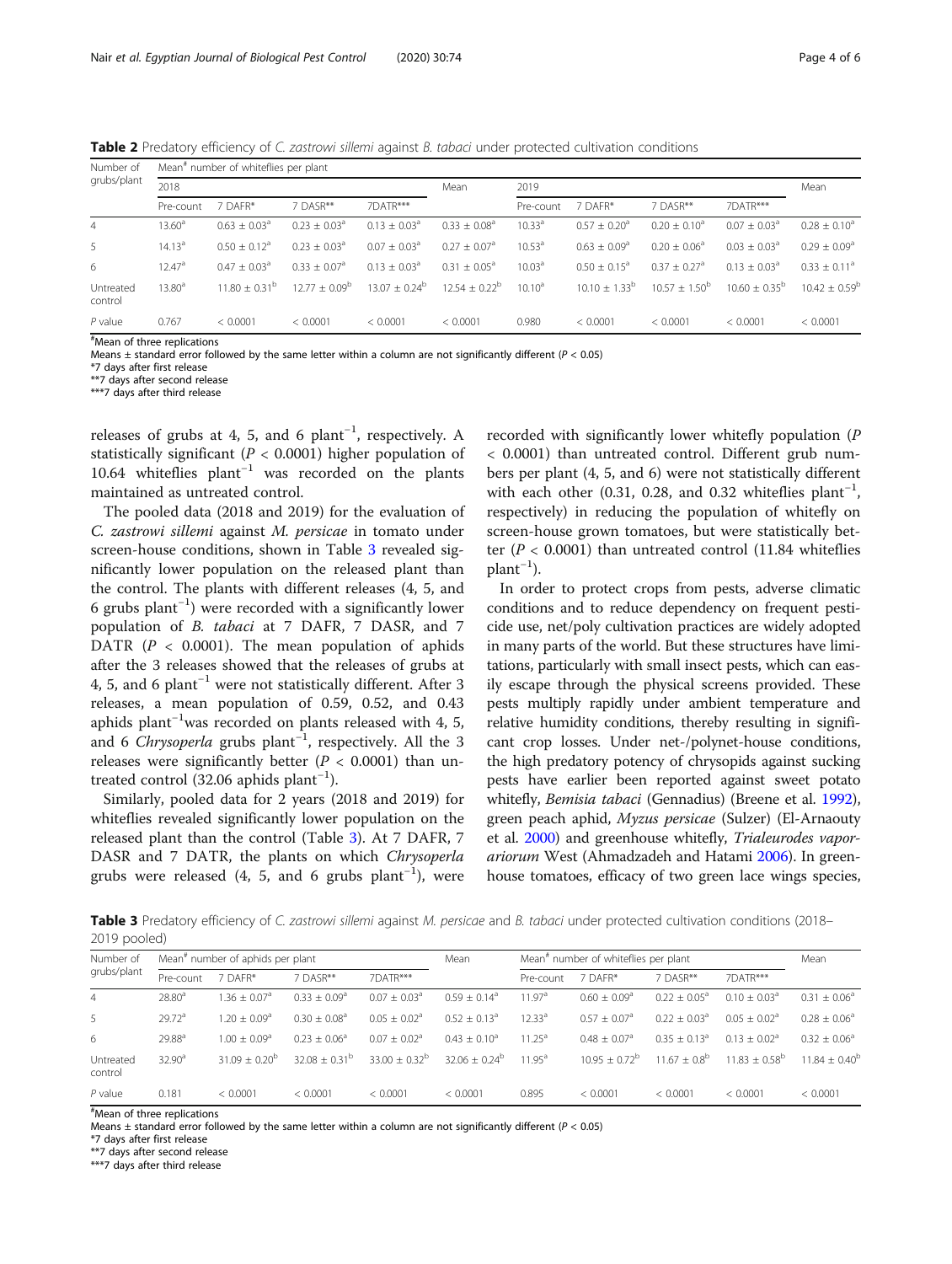**Table 2** Predatory efficiency of *C. zastrowi sillemi* against *B. tabaci* under protected cultivation conditions

| Number of grubs/plant | Mean[#] number of whiteflies per plant | | | | | | | | | |
|---|---|---|---|---|---|---|---|---|---|---|
| | 2018 | | | | Mean | 2019 | | | | Mean |
| | Pre-count | 7 DAFR* | 7 DASR** | 7DATR*** | | Pre-count | 7 DAFR* | 7 DASR** | 7DATR*** | |
| 4 | 13.60[a] | 0.63 ± 0.03[a] | 0.23 ± 0.03[a] | 0.13 ± 0.03[a] | 0.33 ± 0.08[a] | 10.33[a] | 0.57 ± 0.20[a] | 0.20 ± 0.10[a] | 0.07 ± 0.03[a] | 0.28 ± 0.10[a] |
| 5 | 14.13[a] | 0.50 ± 0.12[a] | 0.23 ± 0.03[a] | 0.07 ± 0.03[a] | 0.27 ± 0.07[a] | 10.53[a] | 0.63 ± 0.09[a] | 0.20 ± 0.06[a] | 0.03 ± 0.03[a] | 0.29 ± 0.09[a] |
| 6 | 12.47[a] | 0.47 ± 0.03[a] | 0.33 ± 0.07[a] | 0.13 ± 0.03[a] | 0.31 ± 0.05[a] | 10.03[a] | 0.50 ± 0.15[a] | 0.37 ± 0.27[a] | 0.13 ± 0.03[a] | 0.33 ± 0.11[a] |
| Untreated control | 13.80[a] | 11.80 ± 0.31[b] | 12.77 ± 0.09[b] | 13.07 ± 0.24[b] | 12.54 ± 0.22[b] | 10.10[a] | 10.10 ± 1.33[b] | 10.57 ± 1.50[b] | 10.60 ± 0.35[b] | 10.42 ± 0.59[b] |
| *P* value | 0.767 | < 0.0001 | < 0.0001 | < 0.0001 | < 0.0001 | 0.980 | < 0.0001 | < 0.0001 | < 0.0001 | < 0.0001 |

[#]Mean of three replications
Means ± standard error followed by the same letter within a column are not significantly different ($P < 0.05$)
*7 days after first release
**7 days after second release
***7 days after third release

releases of grubs at 4, 5, and 6 plant$^{-1}$, respectively. A statistically significant ($P < 0.0001$) higher population of 10.64 whiteflies plant$^{-1}$ was recorded on the plants maintained as untreated control.

The pooled data (2018 and 2019) for the evaluation of *C. zastrowi sillemi* against *M. persicae* in tomato under screen-house conditions, shown in Table 3 revealed significantly lower population on the released plant than the control. The plants with different releases (4, 5, and 6 grubs plant$^{-1}$) were recorded with a significantly lower population of *B. tabaci* at 7 DAFR, 7 DASR, and 7 DATR ($P < 0.0001$). The mean population of aphids after the 3 releases showed that the releases of grubs at 4, 5, and 6 plant$^{-1}$ were not statistically different. After 3 releases, a mean population of 0.59, 0.52, and 0.43 aphids plant$^{-1}$was recorded on plants released with 4, 5, and 6 *Chrysoperla* grubs plant$^{-1}$, respectively. All the 3 releases were significantly better ($P < 0.0001$) than untreated control (32.06 aphids plant$^{-1}$).

Similarly, pooled data for 2 years (2018 and 2019) for whiteflies revealed significantly lower population on the released plant than the control (Table 3). At 7 DAFR, 7 DASR and 7 DATR, the plants on which *Chrysoperla* grubs were released (4, 5, and 6 grubs plant$^{-1}$), were recorded with significantly lower whitefly population ($P < 0.0001$) than untreated control. Different grub numbers per plant (4, 5, and 6) were not statistically different with each other (0.31, 0.28, and 0.32 whiteflies plant$^{-1}$, respectively) in reducing the population of whitefly on screen-house grown tomatoes, but were statistically better ($P < 0.0001$) than untreated control (11.84 whiteflies plant$^{-1}$).

In order to protect crops from pests, adverse climatic conditions and to reduce dependency on frequent pesticide use, net/poly cultivation practices are widely adopted in many parts of the world. But these structures have limitations, particularly with small insect pests, which can easily escape through the physical screens provided. These pests multiply rapidly under ambient temperature and relative humidity conditions, thereby resulting in significant crop losses. Under net-/polynet-house conditions, the high predatory potency of chrysopids against sucking pests have earlier been reported against sweet potato whitefly, *Bemisia tabaci* (Gennadius) (Breene et al. 1992), green peach aphid, *Myzus persicae* (Sulzer) (El-Arnaouty et al. 2000) and greenhouse whitefly, *Trialeurodes vaporariorum* West (Ahmadzadeh and Hatami 2006). In greenhouse tomatoes, efficacy of two green lace wings species,

**Table 3** Predatory efficiency of *C. zastrowi sillemi* against *M. persicae* and *B. tabaci* under protected cultivation conditions (2018–2019 pooled)

| Number of grubs/plant | Mean[#] number of aphids per plant | | | | Mean | Mean[#] number of whiteflies per plant | | | | Mean |
|---|---|---|---|---|---|---|---|---|---|---|
| | Pre-count | 7 DAFR* | 7 DASR** | 7DATR*** | | Pre-count | 7 DAFR* | 7 DASR** | 7DATR*** | |
| 4 | 28.80[a] | 1.36 ± 0.07[a] | 0.33 ± 0.09[a] | 0.07 ± 0.03[a] | 0.59 ± 0.14[a] | 11.97[a] | 0.60 ± 0.09[a] | 0.22 ± 0.05[a] | 0.10 ± 0.03[a] | 0.31 ± 0.06[a] |
| 5 | 29.72[a] | 1.20 ± 0.09[a] | 0.30 ± 0.08[a] | 0.05 ± 0.02[a] | 0.52 ± 0.13[a] | 12.33[a] | 0.57 ± 0.07[a] | 0.22 ± 0.03[a] | 0.05 ± 0.02[a] | 0.28 ± 0.06[a] |
| 6 | 29.88[a] | 1.00 ± 0.09[a] | 0.23 ± 0.06[a] | 0.07 ± 0.02[a] | 0.43 ± 0.10[a] | 11.25[a] | 0.48 ± 0.07[a] | 0.35 ± 0.13[a] | 0.13 ± 0.02[a] | 0.32 ± 0.06[a] |
| Untreated control | 32.90[a] | 31.09 ± 0.20[b] | 32.08 ± 0.31[b] | 33.00 ± 0.32[b] | 32.06 ± 0.24[b] | 11.95[a] | 10.95 ± 0.72[b] | 11.67 ± 0.8[b] | 11.83 ± 0.58[b] | 11.84 ± 0.40[b] |
| *P* value | 0.181 | < 0.0001 | < 0.0001 | < 0.0001 | < 0.0001 | 0.895 | < 0.0001 | < 0.0001 | < 0.0001 | < 0.0001 |

[#]Mean of three replications
Means ± standard error followed by the same letter within a column are not significantly different ($P < 0.05$)
*7 days after first release
**7 days after second release
***7 days after third release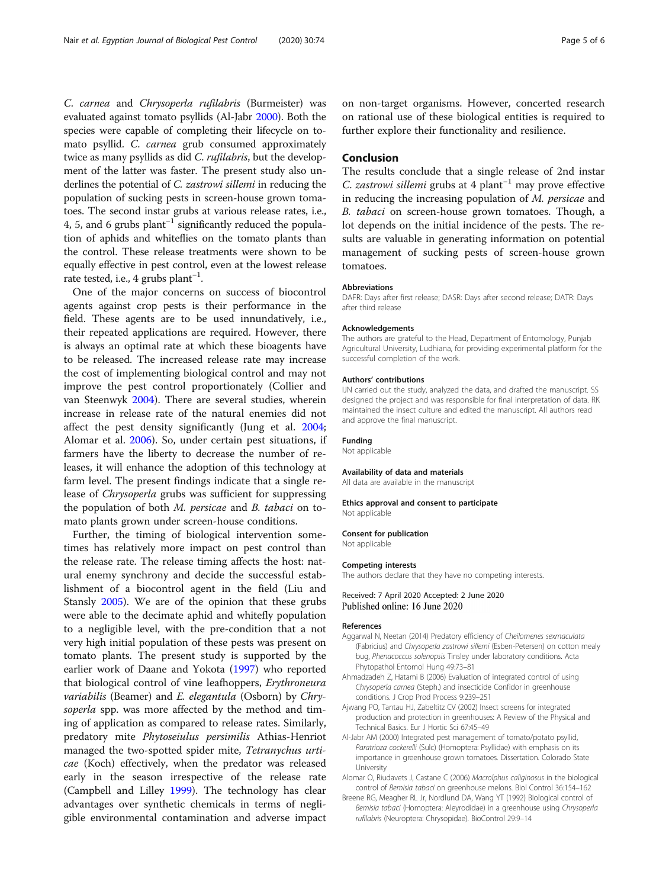*C. carnea* and *Chrysoperla rufilabris* (Burmeister) was evaluated against tomato psyllids (Al-Jabr 2000). Both the species were capable of completing their lifecycle on tomato psyllid. *C. carnea* grub consumed approximately twice as many psyllids as did *C. rufilabris*, but the development of the latter was faster. The present study also underlines the potential of *C. zastrowi sillemi* in reducing the population of sucking pests in screen-house grown tomatoes. The second instar grubs at various release rates, i.e., 4, 5, and 6 grubs plant$^{-1}$ significantly reduced the population of aphids and whiteflies on the tomato plants than the control. These release treatments were shown to be equally effective in pest control, even at the lowest release rate tested, i.e., 4 grubs plant$^{-1}$.

One of the major concerns on success of biocontrol agents against crop pests is their performance in the field. These agents are to be used innundatively, i.e., their repeated applications are required. However, there is always an optimal rate at which these bioagents have to be released. The increased release rate may increase the cost of implementing biological control and may not improve the pest control proportionately (Collier and van Steenwyk 2004). There are several studies, wherein increase in release rate of the natural enemies did not affect the pest density significantly (Jung et al. 2004; Alomar et al. 2006). So, under certain pest situations, if farmers have the liberty to decrease the number of releases, it will enhance the adoption of this technology at farm level. The present findings indicate that a single release of *Chrysoperla* grubs was sufficient for suppressing the population of both *M. persicae* and *B. tabaci* on tomato plants grown under screen-house conditions.

Further, the timing of biological intervention sometimes has relatively more impact on pest control than the release rate. The release timing affects the host: natural enemy synchrony and decide the successful establishment of a biocontrol agent in the field (Liu and Stansly 2005). We are of the opinion that these grubs were able to the decimate aphid and whitefly population to a negligible level, with the pre-condition that a not very high initial population of these pests was present on tomato plants. The present study is supported by the earlier work of Daane and Yokota (1997) who reported that biological control of vine leafhoppers, *Erythroneura variabilis* (Beamer) and *E. elegantula* (Osborn) by *Chrysoperla* spp. was more affected by the method and timing of application as compared to release rates. Similarly, predatory mite *Phytoseiulus persimilis* Athias-Henriot managed the two-spotted spider mite, *Tetranychus urticae* (Koch) effectively, when the predator was released early in the season irrespective of the release rate (Campbell and Lilley 1999). The technology has clear advantages over synthetic chemicals in terms of negligible environmental contamination and adverse impact on non-target organisms. However, concerted research on rational use of these biological entities is required to further explore their functionality and resilience.

## Conclusion

The results conclude that a single release of 2nd instar *C. zastrowi sillemi* grubs at 4 plant$^{-1}$ may prove effective in reducing the increasing population of *M. persicae* and *B. tabaci* on screen-house grown tomatoes. Though, a lot depends on the initial incidence of the pests. The results are valuable in generating information on potential management of sucking pests of screen-house grown tomatoes.

#### Abbreviations

DAFR: Days after first release; DASR: Days after second release; DATR: Days after third release

#### Acknowledgements

The authors are grateful to the Head, Department of Entomology, Punjab Agricultural University, Ludhiana, for providing experimental platform for the successful completion of the work.

#### Authors' contributions

IJN carried out the study, analyzed the data, and drafted the manuscript. SS designed the project and was responsible for final interpretation of data. RK maintained the insect culture and edited the manuscript. All authors read and approve the final manuscript.

#### Funding

Not applicable

#### Availability of data and materials

All data are available in the manuscript

#### Ethics approval and consent to participate

Not applicable

#### Consent for publication

Not applicable

#### Competing interests

The authors declare that they have no competing interests.

Received: 7 April 2020 Accepted: 2 June 2020
Published online: 16 June 2020

#### References

Aggarwal N, Neetan (2014) Predatory efficiency of *Cheilomenes sexmaculata* (Fabricius) and *Chrysoperla zastrowi sillemi* (Esben-Petersen) on cotton mealy bug, *Phenacoccus solenopsis* Tinsley under laboratory conditions. Acta Phytopathol Entomol Hung 49:73–81

Ahmadzadeh Z, Hatami B (2006) Evaluation of integrated control of using *Chrysoperla carnea* (Steph.) and insecticide Confidor in greenhouse conditions. J Crop Prod Process 9:239–251

Ajwang PO, Tantau HJ, Zabeltitz CV (2002) Insect screens for integrated production and protection in greenhouses: A Review of the Physical and Technical Basics. Eur J Hortic Sci 67:45–49

Al-Jabr AM (2000) Integrated pest management of tomato/potato psyllid, *Paratrioza cockerelli* (Sulc) (Homoptera: Psyllidae) with emphasis on its importance in greenhouse grown tomatoes. Dissertation. Colorado State University

Alomar O, Riudavets J, Castane C (2006) *Macrolphus caliginosus* in the biological control of *Bemisia tabaci* on greenhouse melons. Biol Control 36:154–162

Breene RG, Meagher RL Jr, Nordlund DA, Wang YT (1992) Biological control of *Bemisia tabaci* (Homoptera: Aleyrodidae) in a greenhouse using *Chrysoperla rufilabris* (Neuroptera: Chrysopidae). BioControl 29:9–14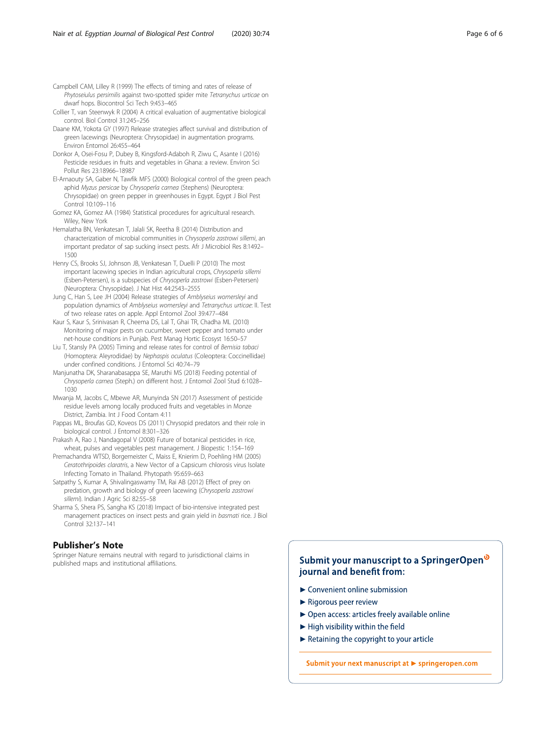Campbell CAM, Lilley R (1999) The effects of timing and rates of release of *Phytoseiulus persimilis* against two-spotted spider mite *Tetranychus urticae* on dwarf hops. Biocontrol Sci Tech 9:453–465

Collier T, van Steenwyk R (2004) A critical evaluation of augmentative biological control. Biol Control 31:245–256

Daane KM, Yokota GY (1997) Release strategies affect survival and distribution of green lacewings (Neuroptera: Chrysopidae) in augmentation programs. Environ Entomol 26:455–464

Donkor A, Osei-Fosu P, Dubey B, Kingsford-Adaboh R, Ziwu C, Asante I (2016) Pesticide residues in fruits and vegetables in Ghana: a review. Environ Sci Pollut Res 23:18966–18987

El-Arnaouty SA, Gaber N, Tawfik MFS (2000) Biological control of the green peach aphid *Myzus persicae* by *Chrysoperla carnea* (Stephens) (Neuroptera: Chrysopidae) on green pepper in greenhouses in Egypt. Egypt J Biol Pest Control 10:109–116

Gomez KA, Gomez AA (1984) Statistical procedures for agricultural research. Wiley, New York

Hemalatha BN, Venkatesan T, Jalali SK, Reetha B (2014) Distribution and characterization of microbial communities in *Chrysoperla zastrowi sillemi*, an important predator of sap sucking insect pests. Afr J Microbiol Res 8:1492–1500

Henry CS, Brooks SJ, Johnson JB, Venkatesan T, Duelli P (2010) The most important lacewing species in Indian agricultural crops, *Chrysoperla sillemi* (Esben-Petersen), is a subspecies of *Chrysoperla zastrowi* (Esben-Petersen) (Neuroptera: Chrysopidae). J Nat Hist 44:2543–2555

Jung C, Han S, Lee JH (2004) Release strategies of *Amblyseius womersleyi* and population dynamics of *Amblyseius womersleyi* and *Tetranychus urticae*: II. Test of two release rates on apple. Appl Entomol Zool 39:477–484

Kaur S, Kaur S, Srinivasan R, Cheema DS, Lal T, Ghai TR, Chadha ML (2010) Monitoring of major pests on cucumber, sweet pepper and tomato under net-house conditions in Punjab. Pest Manag Hortic Ecosyst 16:50–57

Liu T, Stansly PA (2005) Timing and release rates for control of *Bemisia tabaci* (Homoptera: Aleyrodidae) by *Nephaspis oculatus* (Coleoptera: Coccinellidae) under confined conditions. J Entomol Sci 40:74–79

Manjunatha DK, Sharanabasappa SE, Maruthi MS (2018) Feeding potential of *Chrysoperla carnea* (Steph.) on different host. J Entomol Zool Stud 6:1028–1030

Mwanja M, Jacobs C, Mbewe AR, Munyinda SN (2017) Assessment of pesticide residue levels among locally produced fruits and vegetables in Monze District, Zambia. Int J Food Contam 4:11

Pappas ML, Broufas GD, Koveos DS (2011) Chrysopid predators and their role in biological control. J Entomol 8:301–326

Prakash A, Rao J, Nandagopal V (2008) Future of botanical pesticides in rice, wheat, pulses and vegetables pest management. J Biopestic 1:154–169

Premachandra WTSD, Borgemeister C, Maiss E, Knierim D, Poehling HM (2005) *Ceratothripoides claratris*, a New Vector of a Capsicum chlorosis virus Isolate Infecting Tomato in Thailand. Phytopath 95:659–663

Satpathy S, Kumar A, Shivalingaswamy TM, Rai AB (2012) Effect of prey on predation, growth and biology of green lacewing (*Chrysoperla zastrowi sillemi*). Indian J Agric Sci 82:55–58

Sharma S, Shera PS, Sangha KS (2018) Impact of bio-intensive integrated pest management practices on insect pests and grain yield in *basmati* rice. J Biol Control 32:137–141

## Publisher's Note

Springer Nature remains neutral with regard to jurisdictional claims in published maps and institutional affiliations.

**Submit your manuscript to a SpringerOpen journal and benefit from:**

- Convenient online submission
- Rigorous peer review
- Open access: articles freely available online
- High visibility within the field
- Retaining the copyright to your article

**Submit your next manuscript at ▶ springeropen.com**